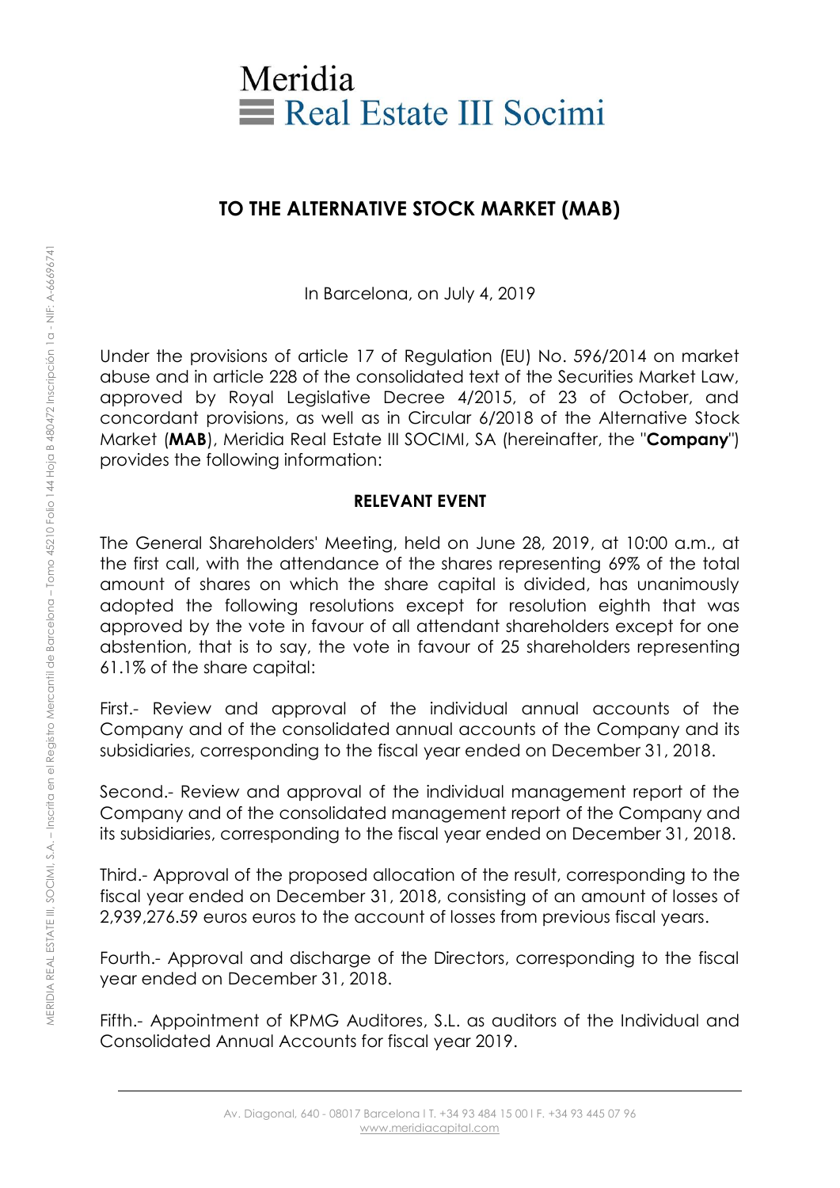Meridia
Real Estate III Socimi

## TO THE ALTERNATIVE STOCK MARKET (MAB)

In Barcelona, on July 4, 2019

Under the provisions of article 17 of Regulation (EU) No. 596/2014 on market abuse and in article 228 of the consolidated text of the Securities Market Law, approved by Royal Legislative Decree 4/2015, of 23 of October, and concordant provisions, as well as in Circular 6/2018 of the Alternative Stock Market (**MAB**), Meridia Real Estate III SOCIMI, SA (hereinafter, the "**Company**") provides the following information:

### RELEVANT EVENT

The General Shareholders' Meeting, held on June 28, 2019, at 10:00 a.m., at the first call, with the attendance of the shares representing 69% of the total amount of shares on which the share capital is divided, has unanimously adopted the following resolutions except for resolution eighth that was approved by the vote in favour of all attendant shareholders except for one abstention, that is to say, the vote in favour of 25 shareholders representing 61.1% of the share capital:

First.- Review and approval of the individual annual accounts of the Company and of the consolidated annual accounts of the Company and its subsidiaries, corresponding to the fiscal year ended on December 31, 2018.

Second.- Review and approval of the individual management report of the Company and of the consolidated management report of the Company and its subsidiaries, corresponding to the fiscal year ended on December 31, 2018.

Third.- Approval of the proposed allocation of the result, corresponding to the fiscal year ended on December 31, 2018, consisting of an amount of losses of 2,939,276.59 euros euros to the account of losses from previous fiscal years.

Fourth.- Approval and discharge of the Directors, corresponding to the fiscal year ended on December 31, 2018.

Fifth.- Appointment of KPMG Auditores, S.L. as auditors of the Individual and Consolidated Annual Accounts for fiscal year 2019.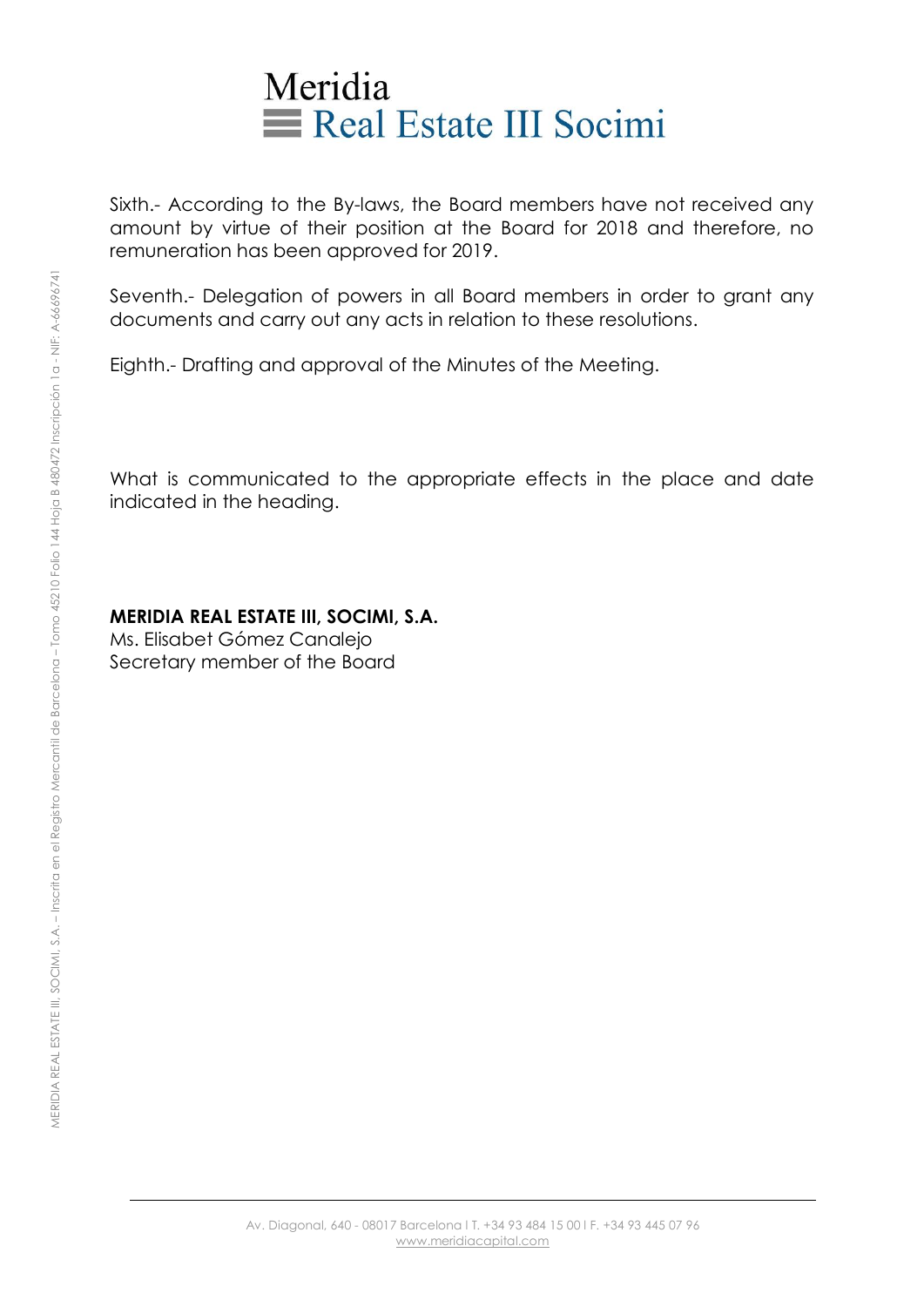Sixth.- According to the By-laws, the Board members have not received any amount by virtue of their position at the Board for 2018 and therefore, no remuneration has been approved for 2019.

Seventh.- Delegation of powers in all Board members in order to grant any documents and carry out any acts in relation to these resolutions.

Eighth.- Drafting and approval of the Minutes of the Meeting.

What is communicated to the appropriate effects in the place and date indicated in the heading.

**MERIDIA REAL ESTATE III, SOCIMI, S.A.**
Ms. Elisabet Gómez Canalejo
Secretary member of the Board